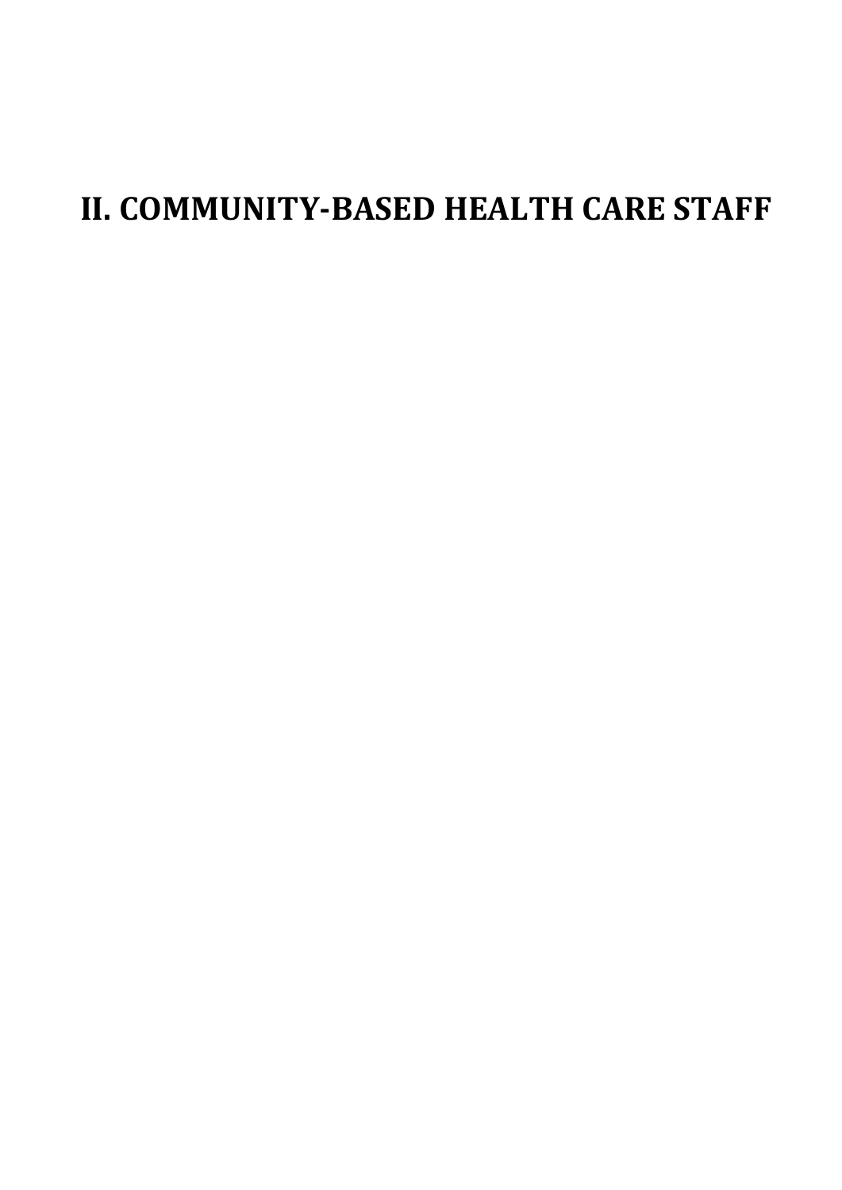# II. COMMUNITY-BASED HEALTH CARE STAFF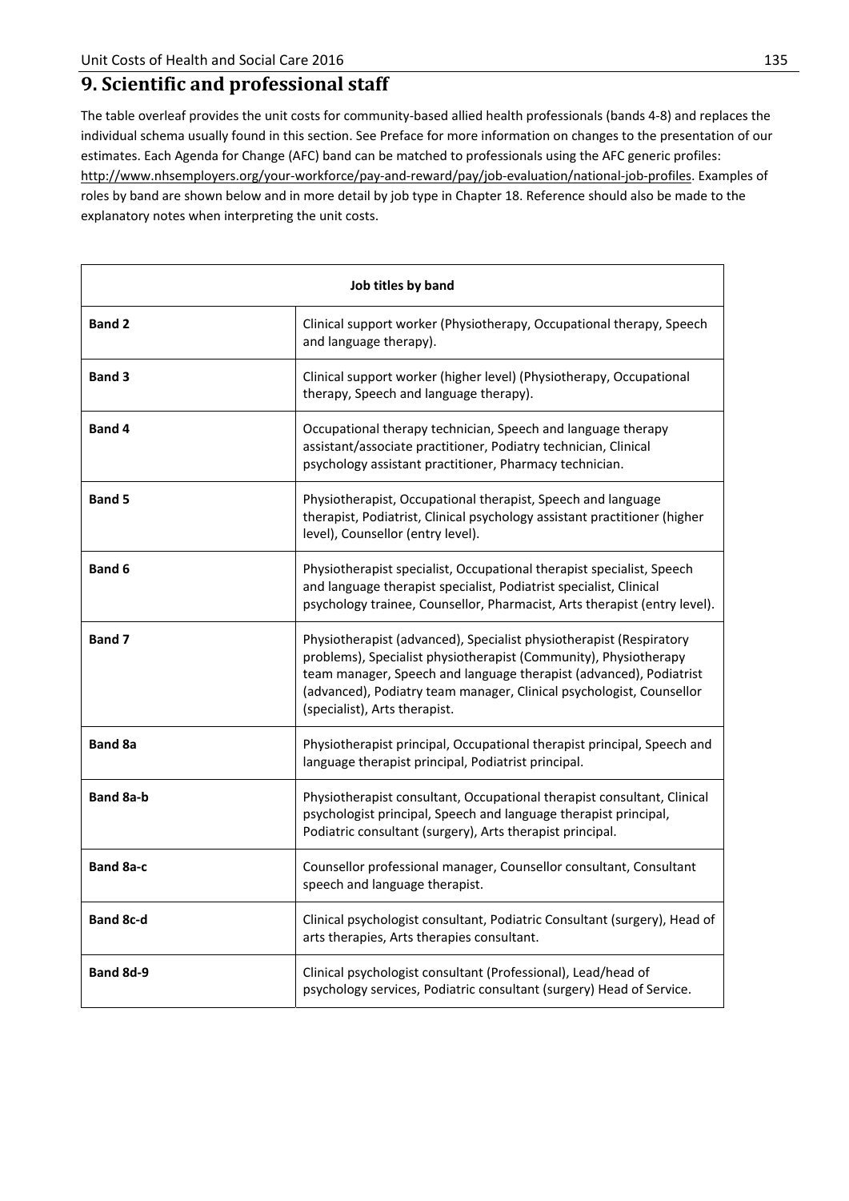# 9. Scientific and professional staff

The table overleaf provides the unit costs for community-based allied health professionals (bands 4-8) and replaces the individual schema usually found in this section. See Preface for more information on changes to the presentation of our estimates. Each Agenda for Change (AFC) band can be matched to professionals using the AFC generic profiles: http://www.nhsemployers.org/your-workforce/pay-and-reward/pay/job-evaluation/national-job-profiles. Examples of roles by band are shown below and in more detail by job type in Chapter 18. Reference should also be made to the explanatory notes when interpreting the unit costs.

| Job titles by band | |
|---|---|
| **Band 2** | Clinical support worker (Physiotherapy, Occupational therapy, Speech and language therapy). |
| **Band 3** | Clinical support worker (higher level) (Physiotherapy, Occupational therapy, Speech and language therapy). |
| **Band 4** | Occupational therapy technician, Speech and language therapy assistant/associate practitioner, Podiatry technician, Clinical psychology assistant practitioner, Pharmacy technician. |
| **Band 5** | Physiotherapist, Occupational therapist, Speech and language therapist, Podiatrist, Clinical psychology assistant practitioner (higher level), Counsellor (entry level). |
| **Band 6** | Physiotherapist specialist, Occupational therapist specialist, Speech and language therapist specialist, Podiatrist specialist, Clinical psychology trainee, Counsellor, Pharmacist, Arts therapist (entry level). |
| **Band 7** | Physiotherapist (advanced), Specialist physiotherapist (Respiratory problems), Specialist physiotherapist (Community), Physiotherapy team manager, Speech and language therapist (advanced), Podiatrist (advanced), Podiatry team manager, Clinical psychologist, Counsellor (specialist), Arts therapist. |
| **Band 8a** | Physiotherapist principal, Occupational therapist principal, Speech and language therapist principal, Podiatrist principal. |
| **Band 8a-b** | Physiotherapist consultant, Occupational therapist consultant, Clinical psychologist principal, Speech and language therapist principal, Podiatric consultant (surgery), Arts therapist principal. |
| **Band 8a-c** | Counsellor professional manager, Counsellor consultant, Consultant speech and language therapist. |
| **Band 8c-d** | Clinical psychologist consultant, Podiatric Consultant (surgery), Head of arts therapies, Arts therapies consultant. |
| **Band 8d-9** | Clinical psychologist consultant (Professional), Lead/head of psychology services, Podiatric consultant (surgery) Head of Service. |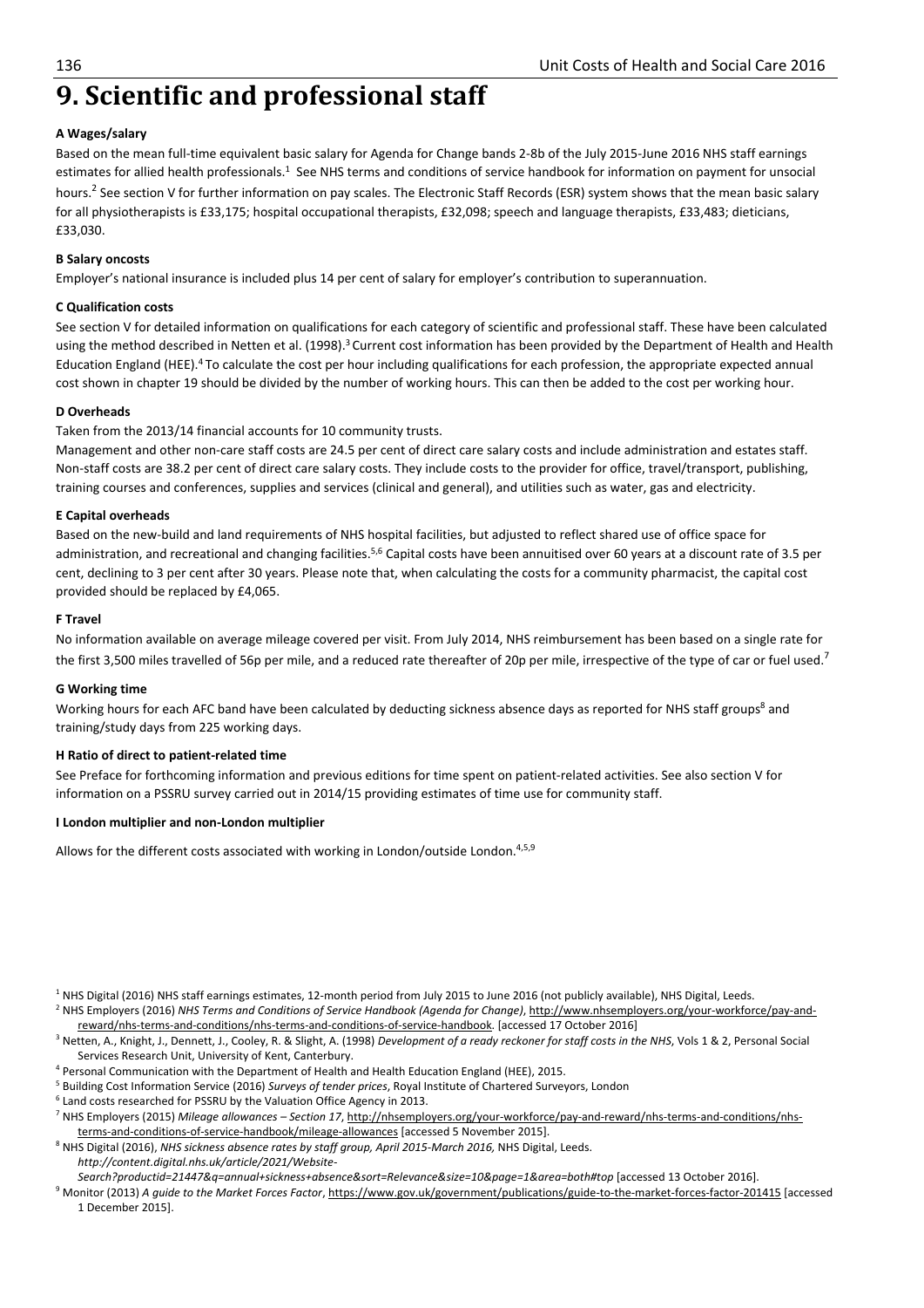# 9. Scientific and professional staff

**A Wages/salary**

Based on the mean full-time equivalent basic salary for Agenda for Change bands 2-8b of the July 2015-June 2016 NHS staff earnings estimates for allied health professionals.[1] See NHS terms and conditions of service handbook for information on payment for unsocial hours.[2] See section V for further information on pay scales. The Electronic Staff Records (ESR) system shows that the mean basic salary for all physiotherapists is £33,175; hospital occupational therapists, £32,098; speech and language therapists, £33,483; dieticians, £33,030.

**B Salary oncosts**

Employer's national insurance is included plus 14 per cent of salary for employer's contribution to superannuation.

**C Qualification costs**

See section V for detailed information on qualifications for each category of scientific and professional staff. These have been calculated using the method described in Netten et al. (1998).[3] Current cost information has been provided by the Department of Health and Health Education England (HEE).[4] To calculate the cost per hour including qualifications for each profession, the appropriate expected annual cost shown in chapter 19 should be divided by the number of working hours. This can then be added to the cost per working hour.

**D Overheads**

Taken from the 2013/14 financial accounts for 10 community trusts.

Management and other non-care staff costs are 24.5 per cent of direct care salary costs and include administration and estates staff. Non-staff costs are 38.2 per cent of direct care salary costs. They include costs to the provider for office, travel/transport, publishing, training courses and conferences, supplies and services (clinical and general), and utilities such as water, gas and electricity.

**E Capital overheads**

Based on the new-build and land requirements of NHS hospital facilities, but adjusted to reflect shared use of office space for administration, and recreational and changing facilities.[5,6] Capital costs have been annuitised over 60 years at a discount rate of 3.5 per cent, declining to 3 per cent after 30 years. Please note that, when calculating the costs for a community pharmacist, the capital cost provided should be replaced by £4,065.

**F Travel**

No information available on average mileage covered per visit. From July 2014, NHS reimbursement has been based on a single rate for the first 3,500 miles travelled of 56p per mile, and a reduced rate thereafter of 20p per mile, irrespective of the type of car or fuel used.[7]

**G Working time**

Working hours for each AFC band have been calculated by deducting sickness absence days as reported for NHS staff groups[8] and training/study days from 225 working days.

**H Ratio of direct to patient-related time**

See Preface for forthcoming information and previous editions for time spent on patient-related activities. See also section V for information on a PSSRU survey carried out in 2014/15 providing estimates of time use for community staff.

**I London multiplier and non-London multiplier**

Allows for the different costs associated with working in London/outside London.[4,5,9]

---

[1] NHS Digital (2016) NHS staff earnings estimates, 12-month period from July 2015 to June 2016 (not publicly available), NHS Digital, Leeds.

[2] NHS Employers (2016) *NHS Terms and Conditions of Service Handbook (Agenda for Change)*, http://www.nhsemployers.org/your-workforce/pay-and-reward/nhs-terms-and-conditions/nhs-terms-and-conditions-of-service-handbook. [accessed 17 October 2016]

[3] Netten, A., Knight, J., Dennett, J., Cooley, R. & Slight, A. (1998) *Development of a ready reckoner for staff costs in the NHS*, Vols 1 & 2, Personal Social Services Research Unit, University of Kent, Canterbury.

[4] Personal Communication with the Department of Health and Health Education England (HEE), 2015.

[5] Building Cost Information Service (2016) *Surveys of tender prices*, Royal Institute of Chartered Surveyors, London

[6] Land costs researched for PSSRU by the Valuation Office Agency in 2013.

[7] NHS Employers (2015) *Mileage allowances – Section 17*, http://nhsemployers.org/your-workforce/pay-and-reward/nhs-terms-and-conditions/nhs-terms-and-conditions-of-service-handbook/mileage-allowances [accessed 5 November 2015].

[8] NHS Digital (2016), *NHS sickness absence rates by staff group, April 2015-March 2016,* NHS Digital, Leeds. *http://content.digital.nhs.uk/article/2021/Website-Search?productid=21447&q=annual+sickness+absence&sort=Relevance&size=10&page=1&area=both#top* [accessed 13 October 2016].

[9] Monitor (2013) *A guide to the Market Forces Factor*, https://www.gov.uk/government/publications/guide-to-the-market-forces-factor-201415 [accessed 1 December 2015].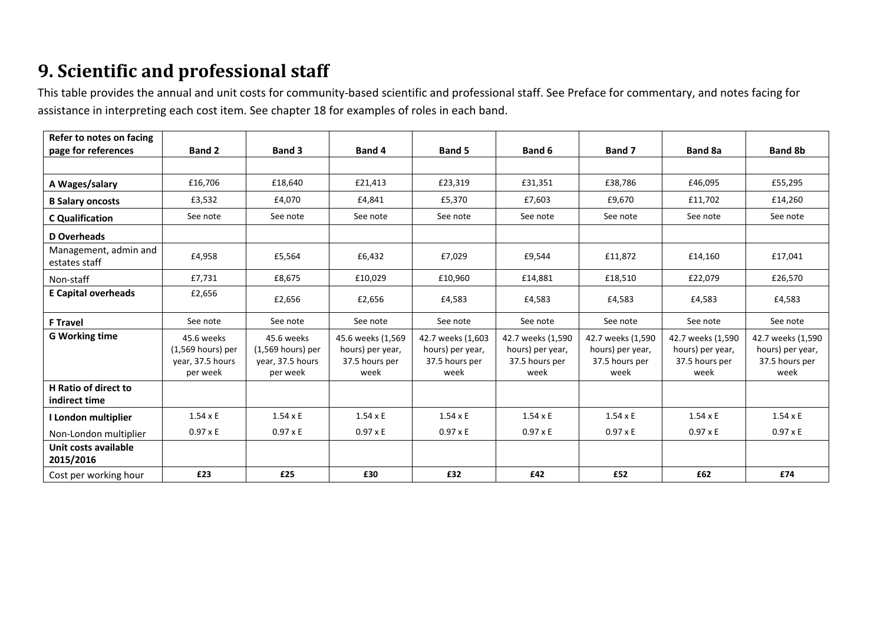# 9. Scientific and professional staff

This table provides the annual and unit costs for community-based scientific and professional staff. See Preface for commentary, and notes facing for assistance in interpreting each cost item. See chapter 18 for examples of roles in each band.

| Refer to notes on facing page for references | Band 2 | Band 3 | Band 4 | Band 5 | Band 6 | Band 7 | Band 8a | Band 8b |
|---|---|---|---|---|---|---|---|---|
| | | | | | | | | |
| **A Wages/salary** | £16,706 | £18,640 | £21,413 | £23,319 | £31,351 | £38,786 | £46,095 | £55,295 |
| **B Salary oncosts** | £3,532 | £4,070 | £4,841 | £5,370 | £7,603 | £9,670 | £11,702 | £14,260 |
| **C Qualification** | See note | See note | See note | See note | See note | See note | See note | See note |
| **D Overheads** | | | | | | | | |
| Management, admin and estates staff | £4,958 | £5,564 | £6,432 | £7,029 | £9,544 | £11,872 | £14,160 | £17,041 |
| Non-staff | £7,731 | £8,675 | £10,029 | £10,960 | £14,881 | £18,510 | £22,079 | £26,570 |
| **E Capital overheads** | £2,656 | £2,656 | £2,656 | £4,583 | £4,583 | £4,583 | £4,583 | £4,583 |
| **F Travel** | See note | See note | See note | See note | See note | See note | See note | See note |
| **G Working time** | 45.6 weeks (1,569 hours) per year, 37.5 hours per week | 45.6 weeks (1,569 hours) per year, 37.5 hours per week | 45.6 weeks (1,569 hours) per year, 37.5 hours per week | 42.7 weeks (1,603 hours) per year, 37.5 hours per week | 42.7 weeks (1,590 hours) per year, 37.5 hours per week | 42.7 weeks (1,590 hours) per year, 37.5 hours per week | 42.7 weeks (1,590 hours) per year, 37.5 hours per week | 42.7 weeks (1,590 hours) per year, 37.5 hours per week |
| **H Ratio of direct to indirect time** | | | | | | | | |
| **I London multiplier** | 1.54 x E | 1.54 x E | 1.54 x E | 1.54 x E | 1.54 x E | 1.54 x E | 1.54 x E | 1.54 x E |
| Non-London multiplier | 0.97 x E | 0.97 x E | 0.97 x E | 0.97 x E | 0.97 x E | 0.97 x E | 0.97 x E | 0.97 x E |
| **Unit costs available 2015/2016** | | | | | | | | |
| Cost per working hour | **£23** | **£25** | **£30** | **£32** | **£42** | **£52** | **£62** | **£74** |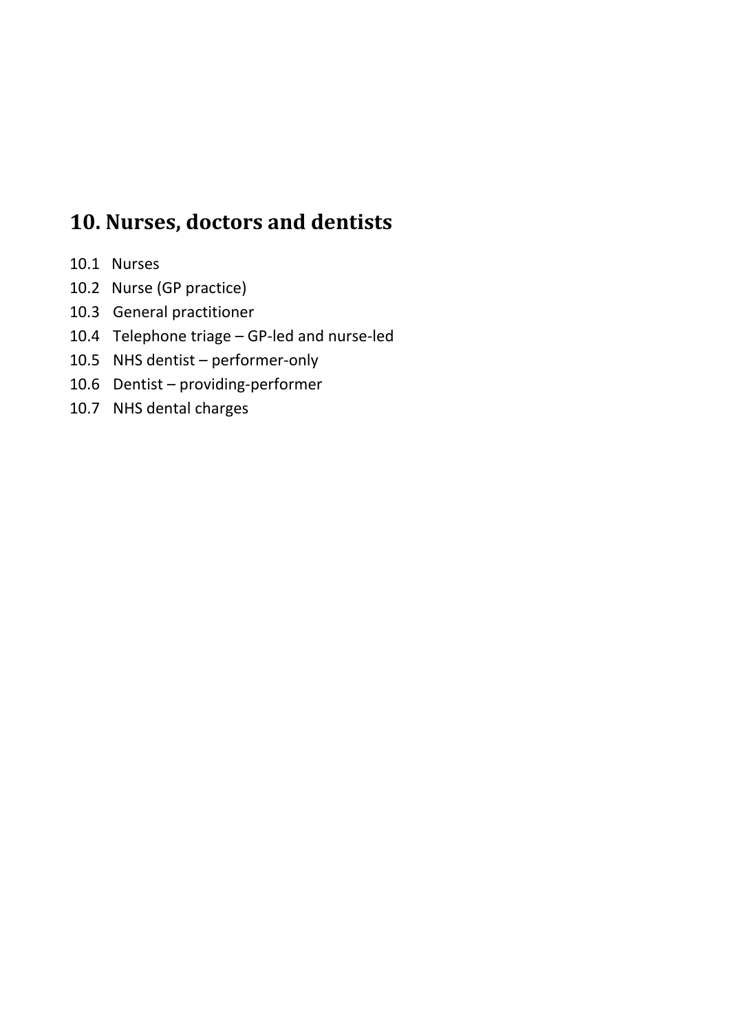# 10. Nurses, doctors and dentists

10.1 Nurses

10.2 Nurse (GP practice)

10.3 General practitioner

10.4 Telephone triage – GP-led and nurse-led

10.5 NHS dentist – performer-only

10.6 Dentist – providing-performer

10.7 NHS dental charges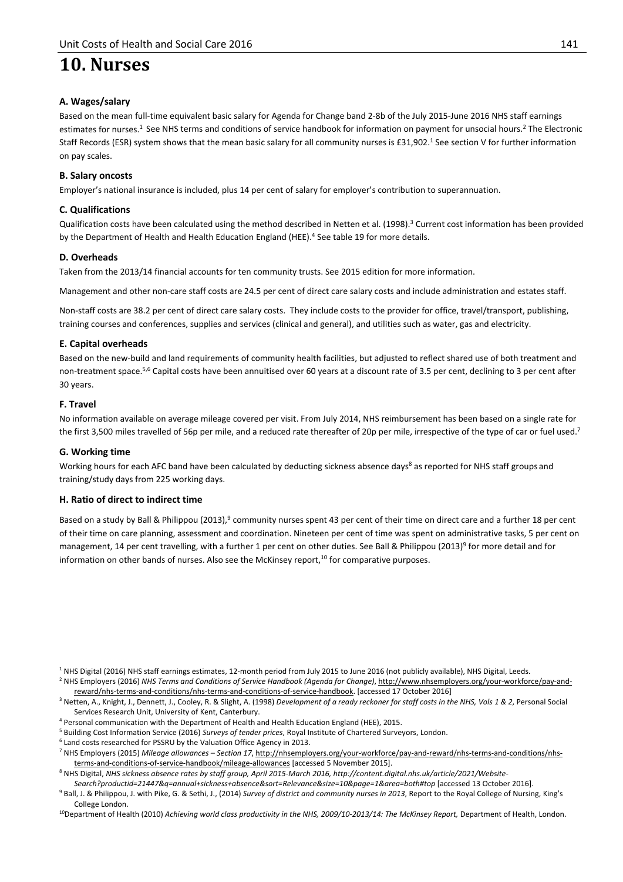# 10. Nurses

### A. Wages/salary

Based on the mean full-time equivalent basic salary for Agenda for Change band 2-8b of the July 2015-June 2016 NHS staff earnings estimates for nurses.[1] See NHS terms and conditions of service handbook for information on payment for unsocial hours.[2] The Electronic Staff Records (ESR) system shows that the mean basic salary for all community nurses is £31,902.[1] See section V for further information on pay scales.

### B. Salary oncosts

Employer's national insurance is included, plus 14 per cent of salary for employer's contribution to superannuation.

### C. Qualifications

Qualification costs have been calculated using the method described in Netten et al. (1998).[3] Current cost information has been provided by the Department of Health and Health Education England (HEE).[4] See table 19 for more details.

### D. Overheads

Taken from the 2013/14 financial accounts for ten community trusts. See 2015 edition for more information.

Management and other non-care staff costs are 24.5 per cent of direct care salary costs and include administration and estates staff.

Non-staff costs are 38.2 per cent of direct care salary costs. They include costs to the provider for office, travel/transport, publishing, training courses and conferences, supplies and services (clinical and general), and utilities such as water, gas and electricity.

### E. Capital overheads

Based on the new-build and land requirements of community health facilities, but adjusted to reflect shared use of both treatment and non-treatment space.[5,6] Capital costs have been annuitised over 60 years at a discount rate of 3.5 per cent, declining to 3 per cent after 30 years.

### F. Travel

No information available on average mileage covered per visit. From July 2014, NHS reimbursement has been based on a single rate for the first 3,500 miles travelled of 56p per mile, and a reduced rate thereafter of 20p per mile, irrespective of the type of car or fuel used.[7]

### G. Working time

Working hours for each AFC band have been calculated by deducting sickness absence days[8] as reported for NHS staff groups and training/study days from 225 working days.

### H. Ratio of direct to indirect time

Based on a study by Ball & Philippou (2013),[9] community nurses spent 43 per cent of their time on direct care and a further 18 per cent of their time on care planning, assessment and coordination. Nineteen per cent of time was spent on administrative tasks, 5 per cent on management, 14 per cent travelling, with a further 1 per cent on other duties. See Ball & Philippou (2013)[9] for more detail and for information on other bands of nurses. Also see the McKinsey report,[10] for comparative purposes.

---

[1] NHS Digital (2016) NHS staff earnings estimates, 12-month period from July 2015 to June 2016 (not publicly available), NHS Digital, Leeds.

[2] NHS Employers (2016) *NHS Terms and Conditions of Service Handbook (Agenda for Change)*, http://www.nhsemployers.org/your-workforce/pay-and-reward/nhs-terms-and-conditions/nhs-terms-and-conditions-of-service-handbook. [accessed 17 October 2016]

[3] Netten, A., Knight, J., Dennett, J., Cooley, R. & Slight, A. (1998) *Development of a ready reckoner for staff costs in the NHS, Vols 1 & 2*, Personal Social Services Research Unit, University of Kent, Canterbury.

[4] Personal communication with the Department of Health and Health Education England (HEE), 2015.

[5] Building Cost Information Service (2016) *Surveys of tender prices*, Royal Institute of Chartered Surveyors, London.

[6] Land costs researched for PSSRU by the Valuation Office Agency in 2013.

[7] NHS Employers (2015) *Mileage allowances – Section 17*, http://nhsemployers.org/your-workforce/pay-and-reward/nhs-terms-and-conditions/nhs-terms-and-conditions-of-service-handbook/mileage-allowances [accessed 5 November 2015].

[8] NHS Digital, *NHS sickness absence rates by staff group, April 2015-March 2016, http://content.digital.nhs.uk/article/2021/Website-Search?productid=21447&q=annual+sickness+absence&sort=Relevance&size=10&page=1&area=both#top* [accessed 13 October 2016].

[9] Ball, J. & Philippou, J. with Pike, G. & Sethi, J., (2014) *Survey of district and community nurses in 2013*, Report to the Royal College of Nursing, King's College London.

[10] Department of Health (2010) *Achieving world class productivity in the NHS, 2009/10-2013/14: The McKinsey Report,* Department of Health, London.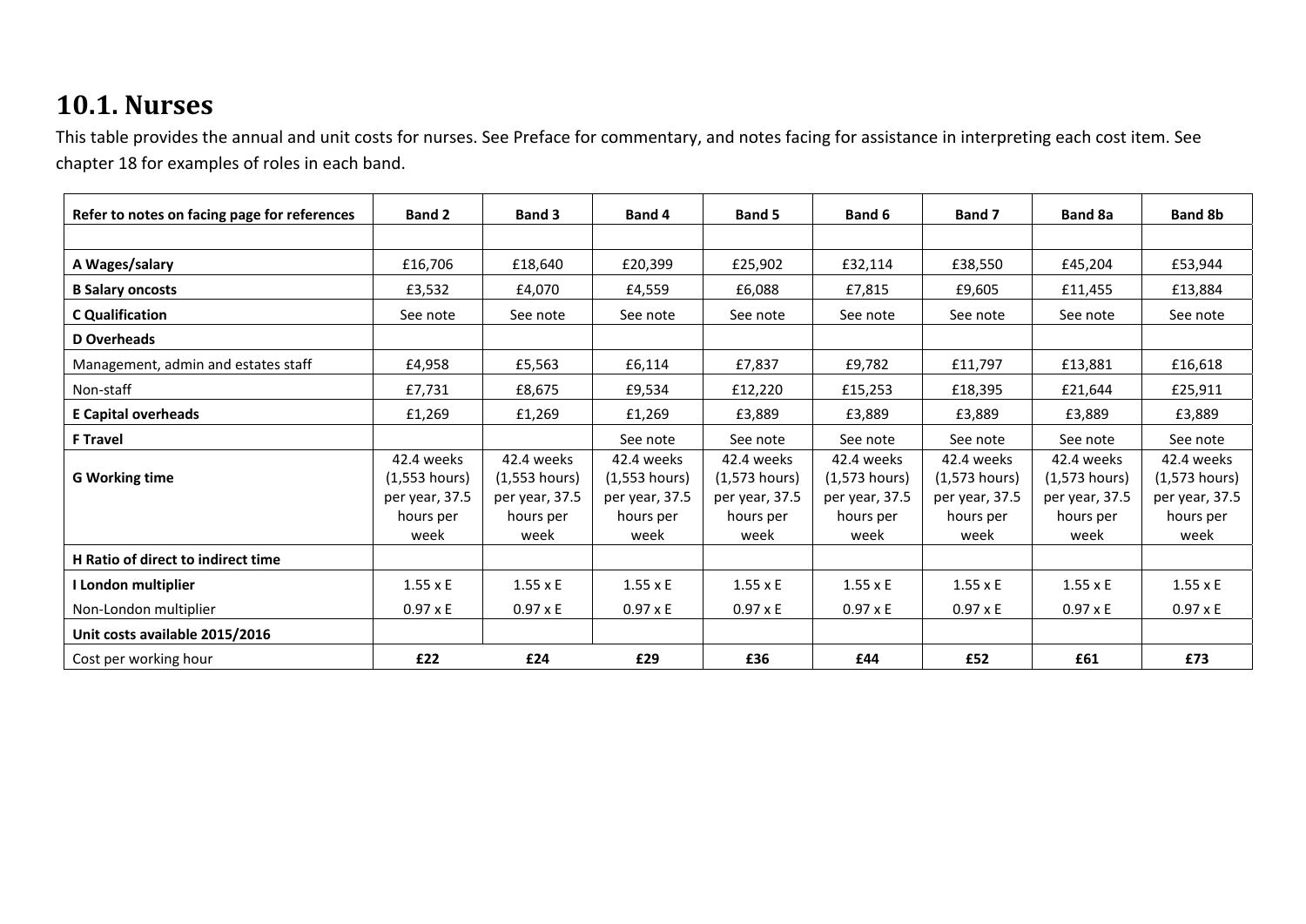## 10.1. Nurses

This table provides the annual and unit costs for nurses. See Preface for commentary, and notes facing for assistance in interpreting each cost item. See chapter 18 for examples of roles in each band.

| Refer to notes on facing page for references | Band 2 | Band 3 | Band 4 | Band 5 | Band 6 | Band 7 | Band 8a | Band 8b |
|---|---|---|---|---|---|---|---|---|
| | | | | | | | | |
| **A Wages/salary** | £16,706 | £18,640 | £20,399 | £25,902 | £32,114 | £38,550 | £45,204 | £53,944 |
| **B Salary oncosts** | £3,532 | £4,070 | £4,559 | £6,088 | £7,815 | £9,605 | £11,455 | £13,884 |
| **C Qualification** | See note | See note | See note | See note | See note | See note | See note | See note |
| **D Overheads** | | | | | | | | |
| Management, admin and estates staff | £4,958 | £5,563 | £6,114 | £7,837 | £9,782 | £11,797 | £13,881 | £16,618 |
| Non-staff | £7,731 | £8,675 | £9,534 | £12,220 | £15,253 | £18,395 | £21,644 | £25,911 |
| **E Capital overheads** | £1,269 | £1,269 | £1,269 | £3,889 | £3,889 | £3,889 | £3,889 | £3,889 |
| **F Travel** | | | See note | See note | See note | See note | See note | See note |
| **G Working time** | 42.4 weeks (1,553 hours) per year, 37.5 hours per week | 42.4 weeks (1,553 hours) per year, 37.5 hours per week | 42.4 weeks (1,553 hours) per year, 37.5 hours per week | 42.4 weeks (1,573 hours) per year, 37.5 hours per week | 42.4 weeks (1,573 hours) per year, 37.5 hours per week | 42.4 weeks (1,573 hours) per year, 37.5 hours per week | 42.4 weeks (1,573 hours) per year, 37.5 hours per week | 42.4 weeks (1,573 hours) per year, 37.5 hours per week |
| **H Ratio of direct to indirect time** | | | | | | | | |
| **I London multiplier** | 1.55 x E | 1.55 x E | 1.55 x E | 1.55 x E | 1.55 x E | 1.55 x E | 1.55 x E | 1.55 x E |
| Non-London multiplier | 0.97 x E | 0.97 x E | 0.97 x E | 0.97 x E | 0.97 x E | 0.97 x E | 0.97 x E | 0.97 x E |
| **Unit costs available 2015/2016** | | | | | | | | |
| Cost per working hour | **£22** | **£24** | **£29** | **£36** | **£44** | **£52** | **£61** | **£73** |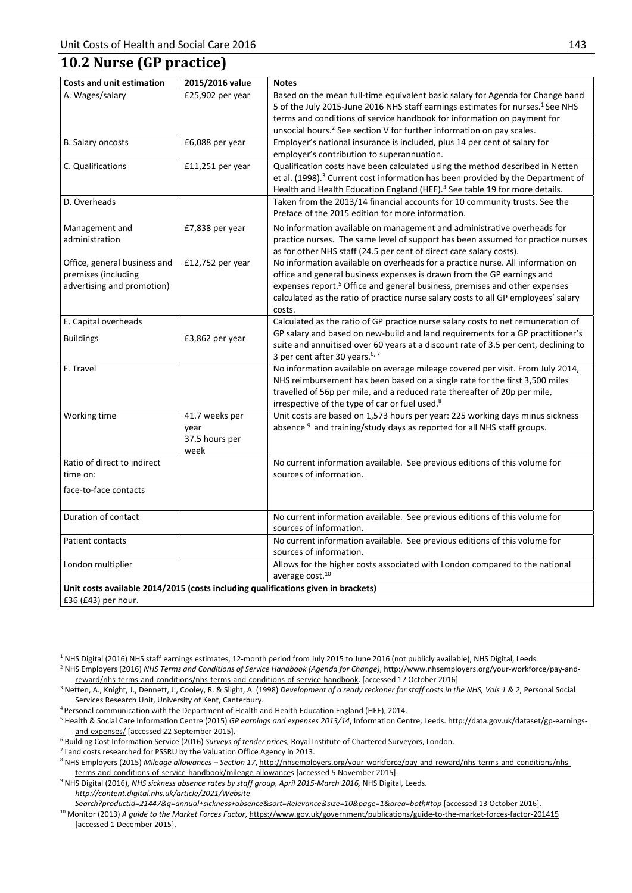## 10.2 Nurse (GP practice)

| Costs and unit estimation | 2015/2016 value | Notes |
|---|---|---|
| A. Wages/salary | £25,902 per year | Based on the mean full-time equivalent basic salary for Agenda for Change band 5 of the July 2015-June 2016 NHS staff earnings estimates for nurses.[1] See NHS terms and conditions of service handbook for information on payment for unsocial hours.[2] See section V for further information on pay scales. |
| B. Salary oncosts | £6,088 per year | Employer's national insurance is included, plus 14 per cent of salary for employer's contribution to superannuation. |
| C. Qualifications | £11,251 per year | Qualification costs have been calculated using the method described in Netten et al. (1998).[3] Current cost information has been provided by the Department of Health and Health Education England (HEE).[4] See table 19 for more details. |
| D. Overheads | | Taken from the 2013/14 financial accounts for 10 community trusts. See the Preface of the 2015 edition for more information. |
| Management and administration | £7,838 per year | No information available on management and administrative overheads for practice nurses. The same level of support has been assumed for practice nurses as for other NHS staff (24.5 per cent of direct care salary costs). |
| Office, general business and premises (including advertising and promotion) | £12,752 per year | No information available on overheads for a practice nurse. All information on office and general business expenses is drawn from the GP earnings and expenses report.[5] Office and general business, premises and other expenses calculated as the ratio of practice nurse salary costs to all GP employees' salary costs. |
| E. Capital overheads<br>Buildings | £3,862 per year | Calculated as the ratio of GP practice nurse salary costs to net remuneration of GP salary and based on new-build and land requirements for a GP practitioner's suite and annuitised over 60 years at a discount rate of 3.5 per cent, declining to 3 per cent after 30 years.[6, 7] |
| F. Travel | | No information available on average mileage covered per visit. From July 2014, NHS reimbursement has been based on a single rate for the first 3,500 miles travelled of 56p per mile, and a reduced rate thereafter of 20p per mile, irrespective of the type of car or fuel used.[8] |
| Working time | 41.7 weeks per year<br>37.5 hours per week | Unit costs are based on 1,573 hours per year: 225 working days minus sickness absence [9] and training/study days as reported for all NHS staff groups. |
| Ratio of direct to indirect time on:<br>face-to-face contacts | | No current information available. See previous editions of this volume for sources of information. |
| Duration of contact | | No current information available. See previous editions of this volume for sources of information. |
| Patient contacts | | No current information available. See previous editions of this volume for sources of information. |
| London multiplier | | Allows for the higher costs associated with London compared to the national average cost.[10] |
| **Unit costs available 2014/2015 (costs including qualifications given in brackets)** | | |
| £36 (£43) per hour. | | |

[1] NHS Digital (2016) NHS staff earnings estimates, 12-month period from July 2015 to June 2016 (not publicly available), NHS Digital, Leeds.

[2] NHS Employers (2016) *NHS Terms and Conditions of Service Handbook (Agenda for Change)*, http://www.nhsemployers.org/your-workforce/pay-and-reward/nhs-terms-and-conditions/nhs-terms-and-conditions-of-service-handbook. [accessed 17 October 2016]

[3] Netten, A., Knight, J., Dennett, J., Cooley, R. & Slight, A. (1998) *Development of a ready reckoner for staff costs in the NHS, Vols 1 & 2*, Personal Social Services Research Unit, University of Kent, Canterbury.

[4] Personal communication with the Department of Health and Health Education England (HEE), 2014.

[5] Health & Social Care Information Centre (2015) *GP earnings and expenses 2013/14*, Information Centre, Leeds. http://data.gov.uk/dataset/gp-earnings-and-expenses/ [accessed 22 September 2015].

[6] Building Cost Information Service (2016) *Surveys of tender prices*, Royal Institute of Chartered Surveyors, London.

[7] Land costs researched for PSSRU by the Valuation Office Agency in 2013.

[8] NHS Employers (2015) *Mileage allowances – Section 17*, http://nhsemployers.org/your-workforce/pay-and-reward/nhs-terms-and-conditions/nhs-terms-and-conditions-of-service-handbook/mileage-allowances [accessed 5 November 2015].

[9] NHS Digital (2016), *NHS sickness absence rates by staff group, April 2015-March 2016,* NHS Digital, Leeds. *http://content.digital.nhs.uk/article/2021/Website-Search?productid=21447&q=annual+sickness+absence&sort=Relevance&size=10&page=1&area=both#top* [accessed 13 October 2016].

[10] Monitor (2013) *A guide to the Market Forces Factor*, https://www.gov.uk/government/publications/guide-to-the-market-forces-factor-201415 [accessed 1 December 2015].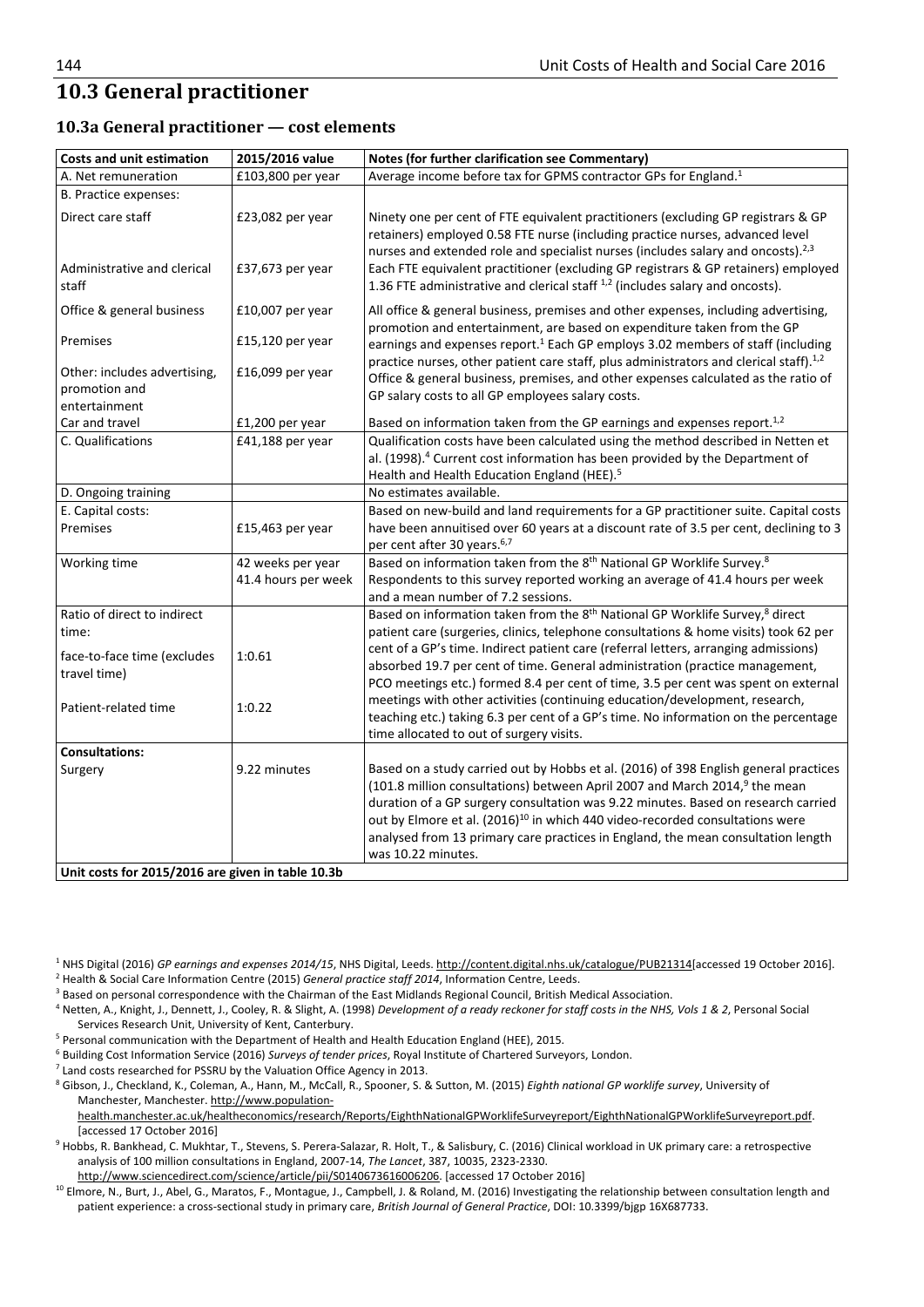## 10.3 General practitioner

### 10.3a General practitioner — cost elements

| Costs and unit estimation | 2015/2016 value | Notes (for further clarification see Commentary) |
|---|---|---|
| A. Net remuneration | £103,800 per year | Average income before tax for GPMS contractor GPs for England.[1] |
| B. Practice expenses: | | |
| Direct care staff | £23,082 per year | Ninety one per cent of FTE equivalent practitioners (excluding GP registrars & GP retainers) employed 0.58 FTE nurse (including practice nurses, advanced level nurses and extended role and specialist nurses (includes salary and oncosts).[2,3] |
| Administrative and clerical staff | £37,673 per year | Each FTE equivalent practitioner (excluding GP registrars & GP retainers) employed 1.36 FTE administrative and clerical staff [1,2] (includes salary and oncosts). |
| Office & general business | £10,007 per year | All office & general business, premises and other expenses, including advertising, promotion and entertainment, are based on expenditure taken from the GP earnings and expenses report.[1] Each GP employs 3.02 members of staff (including practice nurses, other patient care staff, plus administrators and clerical staff).[1,2] Office & general business, premises, and other expenses calculated as the ratio of GP salary costs to all GP employees salary costs. |
| Premises | £15,120 per year | |
| Other: includes advertising, promotion and entertainment | £16,099 per year | |
| Car and travel | £1,200 per year | Based on information taken from the GP earnings and expenses report.[1,2] |
| C. Qualifications | £41,188 per year | Qualification costs have been calculated using the method described in Netten et al. (1998).[4] Current cost information has been provided by the Department of Health and Health Education England (HEE).[5] |
| D. Ongoing training | | No estimates available. |
| E. Capital costs: Premises | £15,463 per year | Based on new-build and land requirements for a GP practitioner suite. Capital costs have been annuitised over 60 years at a discount rate of 3.5 per cent, declining to 3 per cent after 30 years.[6,7] |
| Working time | 42 weeks per year 41.4 hours per week | Based on information taken from the 8th National GP Worklife Survey.[8] Respondents to this survey reported working an average of 41.4 hours per week and a mean number of 7.2 sessions. |
| Ratio of direct to indirect time: | | Based on information taken from the 8th National GP Worklife Survey,[8] direct patient care (surgeries, clinics, telephone consultations & home visits) took 62 per cent of a GP's time. Indirect patient care (referral letters, arranging admissions) absorbed 19.7 per cent of time. General administration (practice management, PCO meetings etc.) formed 8.4 per cent of time, 3.5 per cent was spent on external meetings with other activities (continuing education/development, research, teaching etc.) taking 6.3 per cent of a GP's time. No information on the percentage time allocated to out of surgery visits. |
| face-to-face time (excludes travel time) | 1:0.61 | |
| Patient-related time | 1:0.22 | |
| **Consultations:** | | |
| Surgery | 9.22 minutes | Based on a study carried out by Hobbs et al. (2016) of 398 English general practices (101.8 million consultations) between April 2007 and March 2014,[9] the mean duration of a GP surgery consultation was 9.22 minutes. Based on research carried out by Elmore et al. (2016)[10] in which 440 video-recorded consultations were analysed from 13 primary care practices in England, the mean consultation length was 10.22 minutes. |
| **Unit costs for 2015/2016 are given in table 10.3b** | | |

[1] NHS Digital (2016) *GP earnings and expenses 2014/15*, NHS Digital, Leeds. http://content.digital.nhs.uk/catalogue/PUB21314[accessed 19 October 2016].

[2] Health & Social Care Information Centre (2015) *General practice staff 2014*, Information Centre, Leeds.

[3] Based on personal correspondence with the Chairman of the East Midlands Regional Council, British Medical Association.

[4] Netten, A., Knight, J., Dennett, J., Cooley, R. & Slight, A. (1998) *Development of a ready reckoner for staff costs in the NHS, Vols 1 & 2*, Personal Social Services Research Unit, University of Kent, Canterbury.

[5] Personal communication with the Department of Health and Health Education England (HEE), 2015.

[6] Building Cost Information Service (2016) *Surveys of tender prices*, Royal Institute of Chartered Surveyors, London.

[7] Land costs researched for PSSRU by the Valuation Office Agency in 2013.

[8] Gibson, J., Checkland, K., Coleman, A., Hann, M., McCall, R., Spooner, S. & Sutton, M. (2015) *Eighth national GP worklife survey*, University of Manchester, Manchester. http://www.population-health.manchester.ac.uk/healtheconomics/research/Reports/EighthNationalGPWorklifeSurveyreport/EighthNationalGPWorklifeSurveyreport.pdf. [accessed 17 October 2016]

[9] Hobbs, R. Bankhead, C. Mukhtar, T., Stevens, S. Perera-Salazar, R. Holt, T., & Salisbury, C. (2016) Clinical workload in UK primary care: a retrospective analysis of 100 million consultations in England, 2007-14, *The Lancet*, 387, 10035, 2323-2330. http://www.sciencedirect.com/science/article/pii/S0140673616006206. [accessed 17 October 2016]

[10] Elmore, N., Burt, J., Abel, G., Maratos, F., Montague, J., Campbell, J. & Roland, M. (2016) Investigating the relationship between consultation length and patient experience: a cross-sectional study in primary care, *British Journal of General Practice*, DOI: 10.3399/bjgp 16X687733.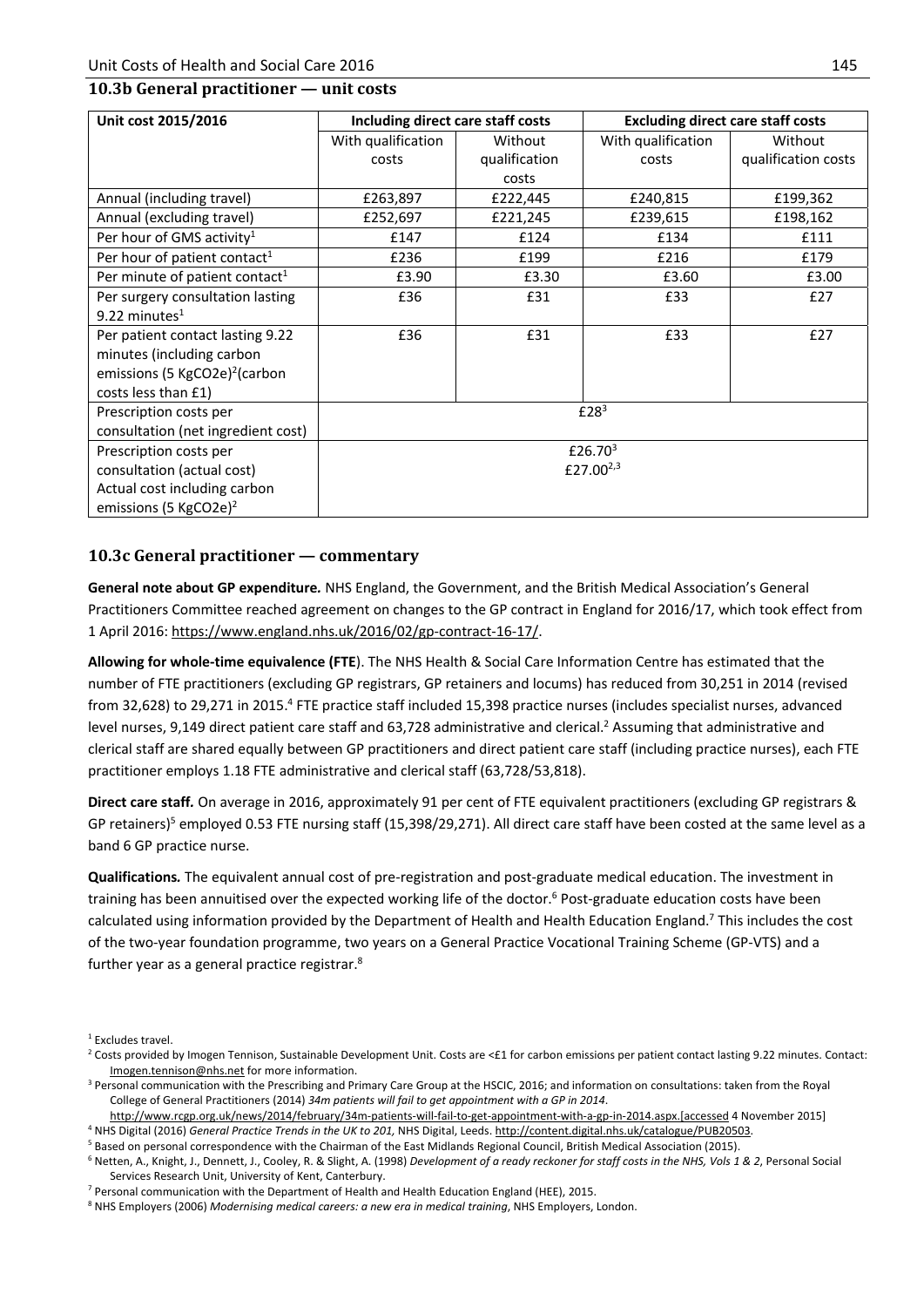## 10.3b General practitioner — unit costs

| Unit cost 2015/2016 | Including direct care staff costs | | Excluding direct care staff costs | |
|---|---|---|---|---|
| | With qualification costs | Without qualification costs | With qualification costs | Without qualification costs |
| Annual (including travel) | £263,897 | £222,445 | £240,815 | £199,362 |
| Annual (excluding travel) | £252,697 | £221,245 | £239,615 | £198,162 |
| Per hour of GMS activity[1] | £147 | £124 | £134 | £111 |
| Per hour of patient contact[1] | £236 | £199 | £216 | £179 |
| Per minute of patient contact[1] | £3.90 | £3.30 | £3.60 | £3.00 |
| Per surgery consultation lasting 9.22 minutes[1] | £36 | £31 | £33 | £27 |
| Per patient contact lasting 9.22 minutes (including carbon emissions (5 $KgCO_2e$)[2](carbon costs less than £1) | £36 | £31 | £33 | £27 |
| Prescription costs per consultation (net ingredient cost) | £28[3] | | | |
| Prescription costs per consultation (actual cost) Actual cost including carbon emissions (5 $KgCO_2e$)[2] | £26.70[3] £27.00[2,3] | | | |

## 10.3c General practitioner — commentary

**General note about GP expenditure.** NHS England, the Government, and the British Medical Association's General Practitioners Committee reached agreement on changes to the GP contract in England for 2016/17, which took effect from 1 April 2016: https://www.england.nhs.uk/2016/02/gp-contract-16-17/.

**Allowing for whole-time equivalence (FTE**). The NHS Health & Social Care Information Centre has estimated that the number of FTE practitioners (excluding GP registrars, GP retainers and locums) has reduced from 30,251 in 2014 (revised from 32,628) to 29,271 in 2015.[4] FTE practice staff included 15,398 practice nurses (includes specialist nurses, advanced level nurses, 9,149 direct patient care staff and 63,728 administrative and clerical.[2] Assuming that administrative and clerical staff are shared equally between GP practitioners and direct patient care staff (including practice nurses), each FTE practitioner employs 1.18 FTE administrative and clerical staff (63,728/53,818).

**Direct care staff.** On average in 2016, approximately 91 per cent of FTE equivalent practitioners (excluding GP registrars & GP retainers)[5] employed 0.53 FTE nursing staff (15,398/29,271). All direct care staff have been costed at the same level as a band 6 GP practice nurse.

**Qualifications.** The equivalent annual cost of pre-registration and post-graduate medical education. The investment in training has been annuitised over the expected working life of the doctor.[6] Post-graduate education costs have been calculated using information provided by the Department of Health and Health Education England.[7] This includes the cost of the two-year foundation programme, two years on a General Practice Vocational Training Scheme (GP-VTS) and a further year as a general practice registrar.[8]

[1] Excludes travel.

[2] Costs provided by Imogen Tennison, Sustainable Development Unit. Costs are <£1 for carbon emissions per patient contact lasting 9.22 minutes. Contact: Imogen.tennison@nhs.net for more information.

[3] Personal communication with the Prescribing and Primary Care Group at the HSCIC, 2016; and information on consultations: taken from the Royal College of General Practitioners (2014) *34m patients will fail to get appointment with a GP in 2014*. http://www.rcgp.org.uk/news/2014/february/34m-patients-will-fail-to-get-appointment-with-a-gp-in-2014.aspx.[accessed 4 November 2015]

[4] NHS Digital (2016) *General Practice Trends in the UK to 201,* NHS Digital, Leeds. http://content.digital.nhs.uk/catalogue/PUB20503.

[5] Based on personal correspondence with the Chairman of the East Midlands Regional Council, British Medical Association (2015).

[6] Netten, A., Knight, J., Dennett, J., Cooley, R. & Slight, A. (1998) *Development of a ready reckoner for staff costs in the NHS, Vols 1 & 2*, Personal Social Services Research Unit, University of Kent, Canterbury.

[7] Personal communication with the Department of Health and Health Education England (HEE), 2015.

[8] NHS Employers (2006) *Modernising medical careers: a new era in medical training*, NHS Employers, London.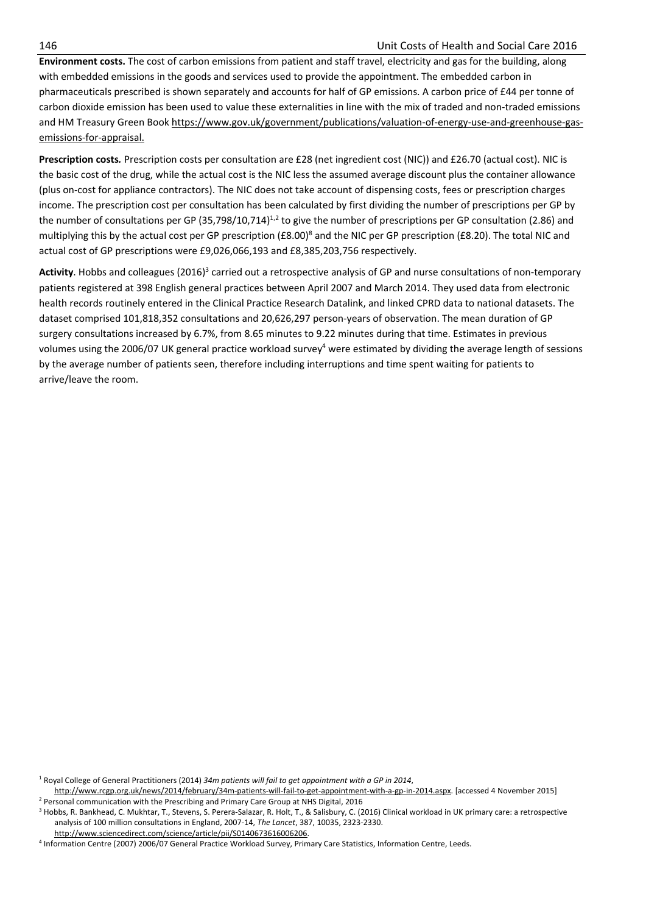**Environment costs.** The cost of carbon emissions from patient and staff travel, electricity and gas for the building, along with embedded emissions in the goods and services used to provide the appointment. The embedded carbon in pharmaceuticals prescribed is shown separately and accounts for half of GP emissions. A carbon price of £44 per tonne of carbon dioxide emission has been used to value these externalities in line with the mix of traded and non-traded emissions and HM Treasury Green Book https://www.gov.uk/government/publications/valuation-of-energy-use-and-greenhouse-gas-emissions-for-appraisal.

**Prescription costs.** Prescription costs per consultation are £28 (net ingredient cost (NIC)) and £26.70 (actual cost). NIC is the basic cost of the drug, while the actual cost is the NIC less the assumed average discount plus the container allowance (plus on-cost for appliance contractors). The NIC does not take account of dispensing costs, fees or prescription charges income. The prescription cost per consultation has been calculated by first dividing the number of prescriptions per GP by the number of consultations per GP (35,798/10,714)[1,2] to give the number of prescriptions per GP consultation (2.86) and multiplying this by the actual cost per GP prescription (£8.00)[8] and the NIC per GP prescription (£8.20). The total NIC and actual cost of GP prescriptions were £9,026,066,193 and £8,385,203,756 respectively.

**Activity**. Hobbs and colleagues (2016)[3] carried out a retrospective analysis of GP and nurse consultations of non-temporary patients registered at 398 English general practices between April 2007 and March 2014. They used data from electronic health records routinely entered in the Clinical Practice Research Datalink, and linked CPRD data to national datasets. The dataset comprised 101,818,352 consultations and 20,626,297 person-years of observation. The mean duration of GP surgery consultations increased by 6.7%, from 8.65 minutes to 9.22 minutes during that time. Estimates in previous volumes using the 2006/07 UK general practice workload survey[4] were estimated by dividing the average length of sessions by the average number of patients seen, therefore including interruptions and time spent waiting for patients to arrive/leave the room.

[1] Royal College of General Practitioners (2014) *34m patients will fail to get appointment with a GP in 2014*, http://www.rcgp.org.uk/news/2014/february/34m-patients-will-fail-to-get-appointment-with-a-gp-in-2014.aspx. [accessed 4 November 2015]

[2] Personal communication with the Prescribing and Primary Care Group at NHS Digital, 2016

[3] Hobbs, R. Bankhead, C. Mukhtar, T., Stevens, S. Perera-Salazar, R. Holt, T., & Salisbury, C. (2016) Clinical workload in UK primary care: a retrospective analysis of 100 million consultations in England, 2007-14, *The Lancet*, 387, 10035, 2323-2330. http://www.sciencedirect.com/science/article/pii/S0140673616006206.

[4] Information Centre (2007) 2006/07 General Practice Workload Survey, Primary Care Statistics, Information Centre, Leeds.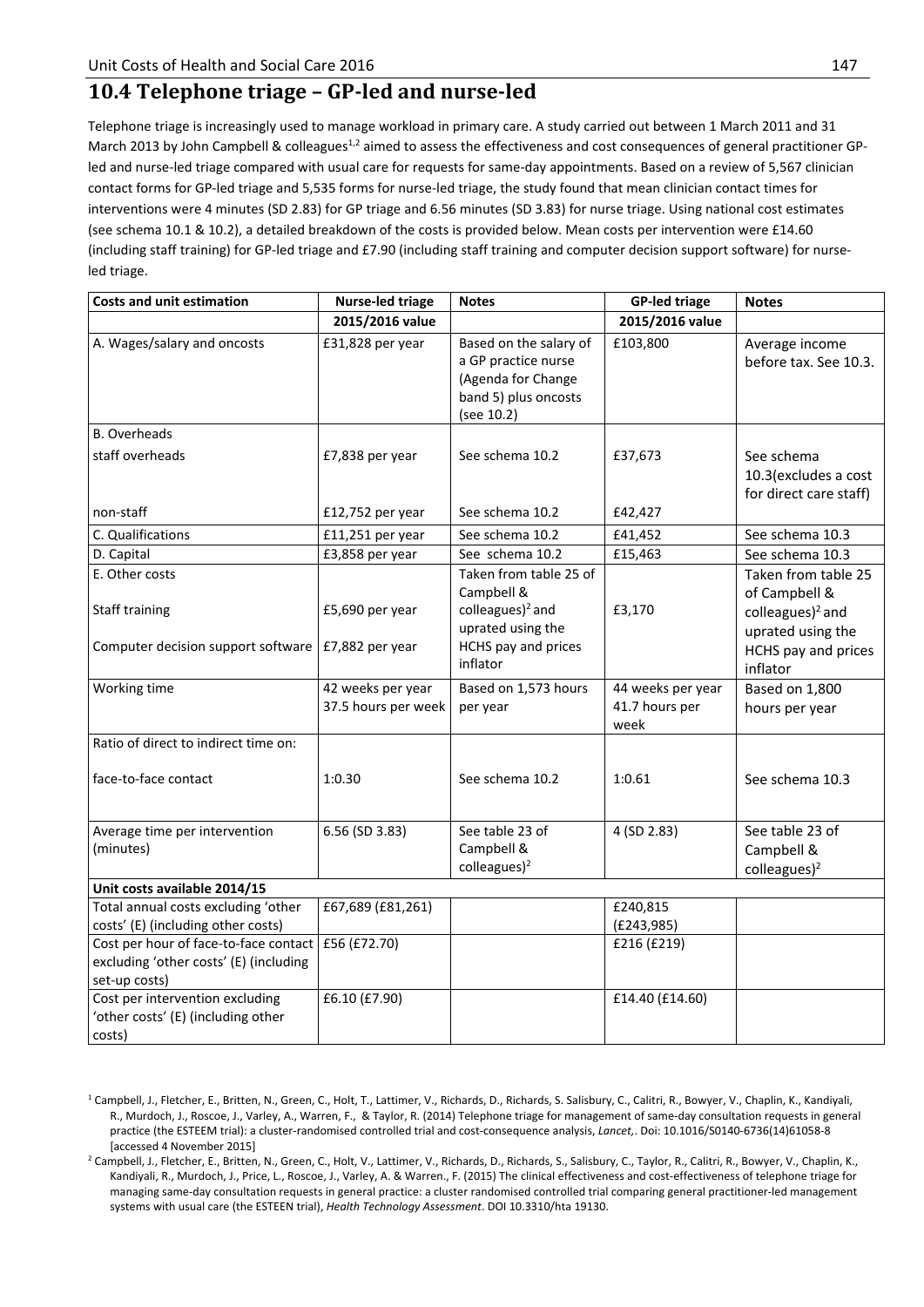## 10.4 Telephone triage – GP-led and nurse-led

Telephone triage is increasingly used to manage workload in primary care. A study carried out between 1 March 2011 and 31 March 2013 by John Campbell & colleagues[1,2] aimed to assess the effectiveness and cost consequences of general practitioner GP-led and nurse-led triage compared with usual care for requests for same-day appointments. Based on a review of 5,567 clinician contact forms for GP-led triage and 5,535 forms for nurse-led triage, the study found that mean clinician contact times for interventions were 4 minutes (SD 2.83) for GP triage and 6.56 minutes (SD 3.83) for nurse triage. Using national cost estimates (see schema 10.1 & 10.2), a detailed breakdown of the costs is provided below. Mean costs per intervention were £14.60 (including staff training) for GP-led triage and £7.90 (including staff training and computer decision support software) for nurse-led triage.

| Costs and unit estimation | Nurse-led triage | Notes | GP-led triage | Notes |
|---|---|---|---|---|
| | 2015/2016 value | | 2015/2016 value | |
| A. Wages/salary and oncosts | £31,828 per year | Based on the salary of a GP practice nurse (Agenda for Change band 5) plus oncosts (see 10.2) | £103,800 | Average income before tax. See 10.3. |
| B. Overheads | | | | |
| staff overheads | £7,838 per year | See schema 10.2 | £37,673 | See schema 10.3(excludes a cost for direct care staff) |
| non-staff | £12,752 per year | See schema 10.2 | £42,427 | |
| C. Qualifications | £11,251 per year | See schema 10.2 | £41,452 | See schema 10.3 |
| D. Capital | £3,858 per year | See schema 10.2 | £15,463 | See schema 10.3 |
| E. Other costs | | Taken from table 25 of Campbell & colleagues)[2] and uprated using the HCHS pay and prices inflator | | Taken from table 25 of Campbell & colleagues)[2] and uprated using the HCHS pay and prices inflator |
| Staff training | £5,690 per year | | £3,170 | |
| Computer decision support software | £7,882 per year | | | |
| Working time | 42 weeks per year 37.5 hours per week | Based on 1,573 hours per year | 44 weeks per year 41.7 hours per week | Based on 1,800 hours per year |
| Ratio of direct to indirect time on: | | | | |
| face-to-face contact | 1:0.30 | See schema 10.2 | 1:0.61 | See schema 10.3 |
| Average time per intervention (minutes) | 6.56 (SD 3.83) | See table 23 of Campbell & colleagues)[2] | 4 (SD 2.83) | See table 23 of Campbell & colleagues)[2] |
| **Unit costs available 2014/15** | | | | |
| Total annual costs excluding 'other costs' (E) (including other costs) | £67,689 (£81,261) | | £240,815 (£243,985) | |
| Cost per hour of face-to-face contact excluding 'other costs' (E) (including set-up costs) | £56 (£72.70) | | £216 (£219) | |
| Cost per intervention excluding 'other costs' (E) (including other costs) | £6.10 (£7.90) | | £14.40 (£14.60) | |

[1] Campbell, J., Fletcher, E., Britten, N., Green, C., Holt, T., Lattimer, V., Richards, D., Richards, S. Salisbury, C., Calitri, R., Bowyer, V., Chaplin, K., Kandiyali, R., Murdoch, J., Roscoe, J., Varley, A., Warren, F., & Taylor, R. (2014) Telephone triage for management of same-day consultation requests in general practice (the ESTEEM trial): a cluster-randomised controlled trial and cost-consequence analysis, *Lancet*,. Doi: 10.1016/S0140-6736(14)61058-8 [accessed 4 November 2015]

[2] Campbell, J., Fletcher, E., Britten, N., Green, C., Holt, V., Lattimer, V., Richards, D., Richards, S., Salisbury, C., Taylor, R., Calitri, R., Bowyer, V., Chaplin, K., Kandiyali, R., Murdoch, J., Price, L., Roscoe, J., Varley, A. & Warren., F. (2015) The clinical effectiveness and cost-effectiveness of telephone triage for managing same-day consultation requests in general practice: a cluster randomised controlled trial comparing general practitioner-led management systems with usual care (the ESTEEN trial), *Health Technology Assessment*. DOI 10.3310/hta 19130.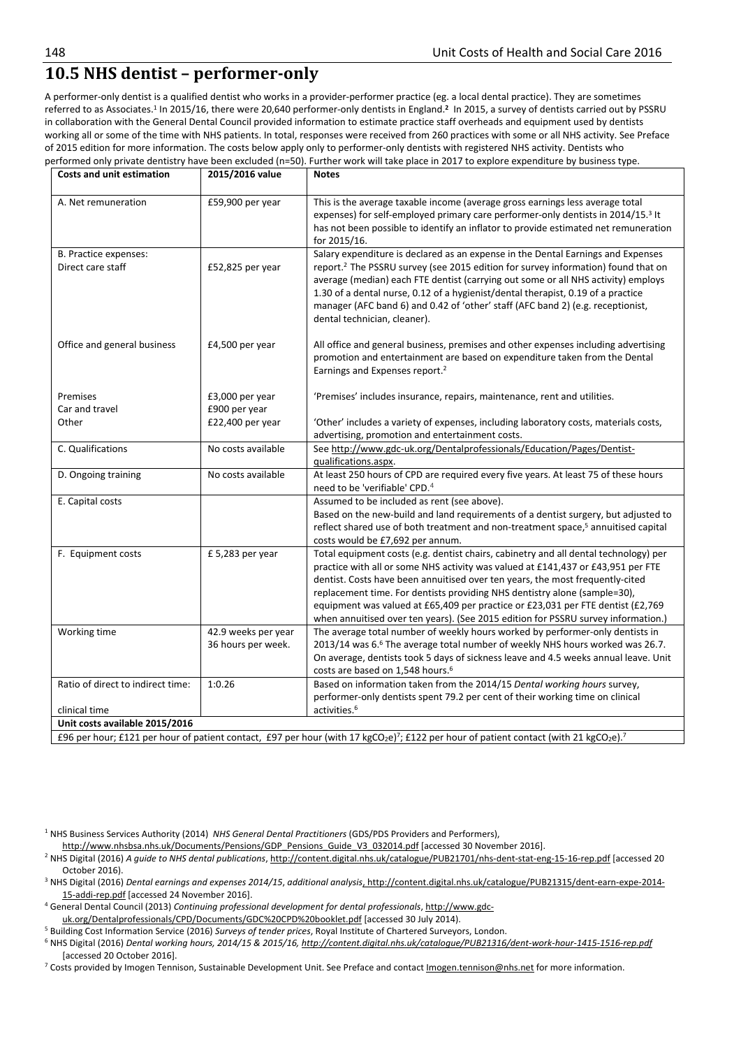## 10.5 NHS dentist – performer-only

A performer-only dentist is a qualified dentist who works in a provider-performer practice (eg. a local dental practice). They are sometimes referred to as Associates.[1] In 2015/16, there were 20,640 performer-only dentists in England.[2] In 2015, a survey of dentists carried out by PSSRU in collaboration with the General Dental Council provided information to estimate practice staff overheads and equipment used by dentists working all or some of the time with NHS patients. In total, responses were received from 260 practices with some or all NHS activity. See Preface of 2015 edition for more information. The costs below apply only to performer-only dentists with registered NHS activity. Dentists who performed only private dentistry have been excluded (n=50). Further work will take place in 2017 to explore expenditure by business type.

| Costs and unit estimation | 2015/2016 value | Notes |
|---|---|---|
| A. Net remuneration | £59,900 per year | This is the average taxable income (average gross earnings less average total expenses) for self-employed primary care performer-only dentists in 2014/15.[3] It has not been possible to identify an inflator to provide estimated net remuneration for 2015/16. |
| B. Practice expenses: Direct care staff | £52,825 per year | Salary expenditure is declared as an expense in the Dental Earnings and Expenses report.[2] The PSSRU survey (see 2015 edition for survey information) found that on average (median) each FTE dentist (carrying out some or all NHS activity) employs 1.30 of a dental nurse, 0.12 of a hygienist/dental therapist, 0.19 of a practice manager (AFC band 6) and 0.42 of 'other' staff (AFC band 2) (e.g. receptionist, dental technician, cleaner). |
| Office and general business | £4,500 per year | All office and general business, premises and other expenses including advertising promotion and entertainment are based on expenditure taken from the Dental Earnings and Expenses report.[2] |
| Premises | £3,000 per year | 'Premises' includes insurance, repairs, maintenance, rent and utilities. |
| Car and travel | £900 per year | |
| Other | £22,400 per year | 'Other' includes a variety of expenses, including laboratory costs, materials costs, advertising, promotion and entertainment costs. |
| C. Qualifications | No costs available | See http://www.gdc-uk.org/Dentalprofessionals/Education/Pages/Dentist-qualifications.aspx. |
| D. Ongoing training | No costs available | At least 250 hours of CPD are required every five years. At least 75 of these hours need to be 'verifiable' CPD.[4] |
| E. Capital costs | | Assumed to be included as rent (see above). Based on the new-build and land requirements of a dentist surgery, but adjusted to reflect shared use of both treatment and non-treatment space,[5] annuitised capital costs would be £7,692 per annum. |
| F. Equipment costs | £ 5,283 per year | Total equipment costs (e.g. dentist chairs, cabinetry and all dental technology) per practice with all or some NHS activity was valued at £141,437 or £43,951 per FTE dentist. Costs have been annuitised over ten years, the most frequently-cited replacement time. For dentists providing NHS dentistry alone (sample=30), equipment was valued at £65,409 per practice or £23,031 per FTE dentist (£2,769 when annuitised over ten years). (See 2015 edition for PSSRU survey information.) |
| Working time | 42.9 weeks per year 36 hours per week. | The average total number of weekly hours worked by performer-only dentists in 2013/14 was 6.[6] The average total number of weekly NHS hours worked was 26.7. On average, dentists took 5 days of sickness leave and 4.5 weeks annual leave. Unit costs are based on 1,548 hours.[6] |
| Ratio of direct to indirect time: clinical time | 1:0.26 | Based on information taken from the 2014/15 *Dental working hours* survey, performer-only dentists spent 79.2 per cent of their working time on clinical activities.[6] |
| **Unit costs available 2015/2016** | | |
| £96 per hour; £121 per hour of patient contact, £97 per hour (with 17 kg$CO_2$e)[7]; £122 per hour of patient contact (with 21 kg$CO_2$e).[7] | | |

[1] NHS Business Services Authority (2014) *NHS General Dental Practitioners* (GDS/PDS Providers and Performers), http://www.nhsbsa.nhs.uk/Documents/Pensions/GDP_Pensions_Guide_V3_032014.pdf [accessed 30 November 2016].

[2] NHS Digital (2016) *A guide to NHS dental publications*, http://content.digital.nhs.uk/catalogue/PUB21701/nhs-dent-stat-eng-15-16-rep.pdf [accessed 20 October 2016].

[3] NHS Digital (2016) *Dental earnings and expenses 2014/15, additional analysis*, http://content.digital.nhs.uk/catalogue/PUB21315/dent-earn-expe-2014-15-addi-rep.pdf [accessed 24 November 2016].

[4] General Dental Council (2013) *Continuing professional development for dental professionals*, http://www.gdc-uk.org/Dentalprofessionals/CPD/Documents/GDC%20CPD%20booklet.pdf [accessed 30 July 2014].

[5] Building Cost Information Service (2016) *Surveys of tender prices*, Royal Institute of Chartered Surveyors, London.

[6] NHS Digital (2016) *Dental working hours, 2014/15 & 2015/16, http://content.digital.nhs.uk/catalogue/PUB21316/dent-work-hour-1415-1516-rep.pdf* [accessed 20 October 2016].

[7] Costs provided by Imogen Tennison, Sustainable Development Unit. See Preface and contact Imogen.tennison@nhs.net for more information.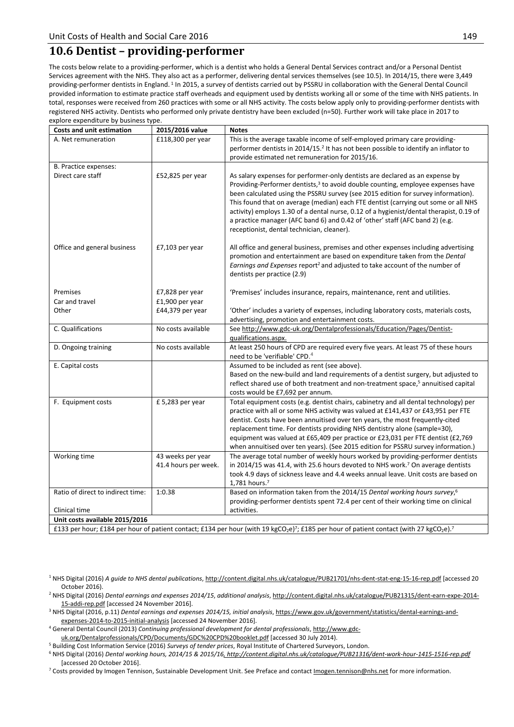## 10.6 Dentist – providing-performer

The costs below relate to a providing-performer, which is a dentist who holds a General Dental Services contract and/or a Personal Dentist Services agreement with the NHS. They also act as a performer, delivering dental services themselves (see 10.5). In 2014/15, there were 3,449 providing-performer dentists in England. [1] In 2015, a survey of dentists carried out by PSSRU in collaboration with the General Dental Council provided information to estimate practice staff overheads and equipment used by dentists working all or some of the time with NHS patients. In total, responses were received from 260 practices with some or all NHS activity. The costs below apply only to providing-performer dentists with registered NHS activity. Dentists who performed only private dentistry have been excluded (n=50). Further work will take place in 2017 to explore expenditure by business type.

| Costs and unit estimation | 2015/2016 value | Notes |
|---|---|---|
| A. Net remuneration | £118,300 per year | This is the average taxable income of self-employed primary care providing-performer dentists in 2014/15.[2] It has not been possible to identify an inflator to provide estimated net remuneration for 2015/16. |
| B. Practice expenses: | | |
| Direct care staff | £52,825 per year | As salary expenses for performer-only dentists are declared as an expense by Providing-Performer dentists,[3] to avoid double counting, employee expenses have been calculated using the PSSRU survey (see 2015 edition for survey information). This found that on average (median) each FTE dentist (carrying out some or all NHS activity) employs 1.30 of a dental nurse, 0.12 of a hygienist/dental therapist, 0.19 of a practice manager (AFC band 6) and 0.42 of 'other' staff (AFC band 2) (e.g. receptionist, dental technician, cleaner). |
| Office and general business | £7,103 per year | All office and general business, premises and other expenses including advertising promotion and entertainment are based on expenditure taken from the *Dental Earnings and Expenses* report[2] and adjusted to take account of the number of dentists per practice (2.9) |
| Premises | £7,828 per year | 'Premises' includes insurance, repairs, maintenance, rent and utilities. |
| Car and travel | £1,900 per year | |
| Other | £44,379 per year | 'Other' includes a variety of expenses, including laboratory costs, materials costs, advertising, promotion and entertainment costs. |
| C. Qualifications | No costs available | See http://www.gdc-uk.org/Dentalprofessionals/Education/Pages/Dentist-qualifications.aspx. |
| D. Ongoing training | No costs available | At least 250 hours of CPD are required every five years. At least 75 of these hours need to be 'verifiable' CPD.[4] |
| E. Capital costs | | Assumed to be included as rent (see above). Based on the new-build and land requirements of a dentist surgery, but adjusted to reflect shared use of both treatment and non-treatment space,[5] annuitised capital costs would be £7,692 per annum. |
| F. Equipment costs | £ 5,283 per year | Total equipment costs (e.g. dentist chairs, cabinetry and all dental technology) per practice with all or some NHS activity was valued at £141,437 or £43,951 per FTE dentist. Costs have been annuitised over ten years, the most frequently-cited replacement time. For dentists providing NHS dentistry alone (sample=30), equipment was valued at £65,409 per practice or £23,031 per FTE dentist (£2,769 when annuitised over ten years). (See 2015 edition for PSSRU survey information.) |
| Working time | 43 weeks per year 41.4 hours per week. | The average total number of weekly hours worked by providing-performer dentists in 2014/15 was 41.4, with 25.6 hours devoted to NHS work.[7] On average dentists took 4.9 days of sickness leave and 4.4 weeks annual leave. Unit costs are based on 1,781 hours.[7] |
| Ratio of direct to indirect time: Clinical time | 1:0.38 | Based on information taken from the 2014/15 *Dental working hours survey*,[6] providing-performer dentists spent 72.4 per cent of their working time on clinical activities. |
| **Unit costs available 2015/2016** | | |
| £133 per hour; £184 per hour of patient contact; £134 per hour (with 19 kg$CO_2$e)[7]; £185 per hour of patient contact (with 27 kg$CO_2$e).[7] | | |

[1] NHS Digital (2016) *A guide to NHS dental publications*, http://content.digital.nhs.uk/catalogue/PUB21701/nhs-dent-stat-eng-15-16-rep.pdf [accessed 20 October 2016].

[2] NHS Digital (2016) *Dental earnings and expenses 2014/15, additional analysis*, http://content.digital.nhs.uk/catalogue/PUB21315/dent-earn-expe-2014-15-addi-rep.pdf [accessed 24 November 2016].

[3] NHS Digital (2016, p.11) *Dental earnings and expenses 2014/15, initial analysis*, https://www.gov.uk/government/statistics/dental-earnings-and-expenses-2014-to-2015-initial-analysis [accessed 24 November 2016].

[4] General Dental Council (2013) *Continuing professional development for dental professionals*, http://www.gdc-uk.org/Dentalprofessionals/CPD/Documents/GDC%20CPD%20booklet.pdf [accessed 30 July 2014).

[5] Building Cost Information Service (2016) *Surveys of tender prices*, Royal Institute of Chartered Surveyors, London.

[6] NHS Digital (2016) *Dental working hours, 2014/15 & 2015/16*, *http://content.digital.nhs.uk/catalogue/PUB21316/dent-work-hour-1415-1516-rep.pdf* [accessed 20 October 2016].

[7] Costs provided by Imogen Tennison, Sustainable Development Unit. See Preface and contact Imogen.tennison@nhs.net for more information.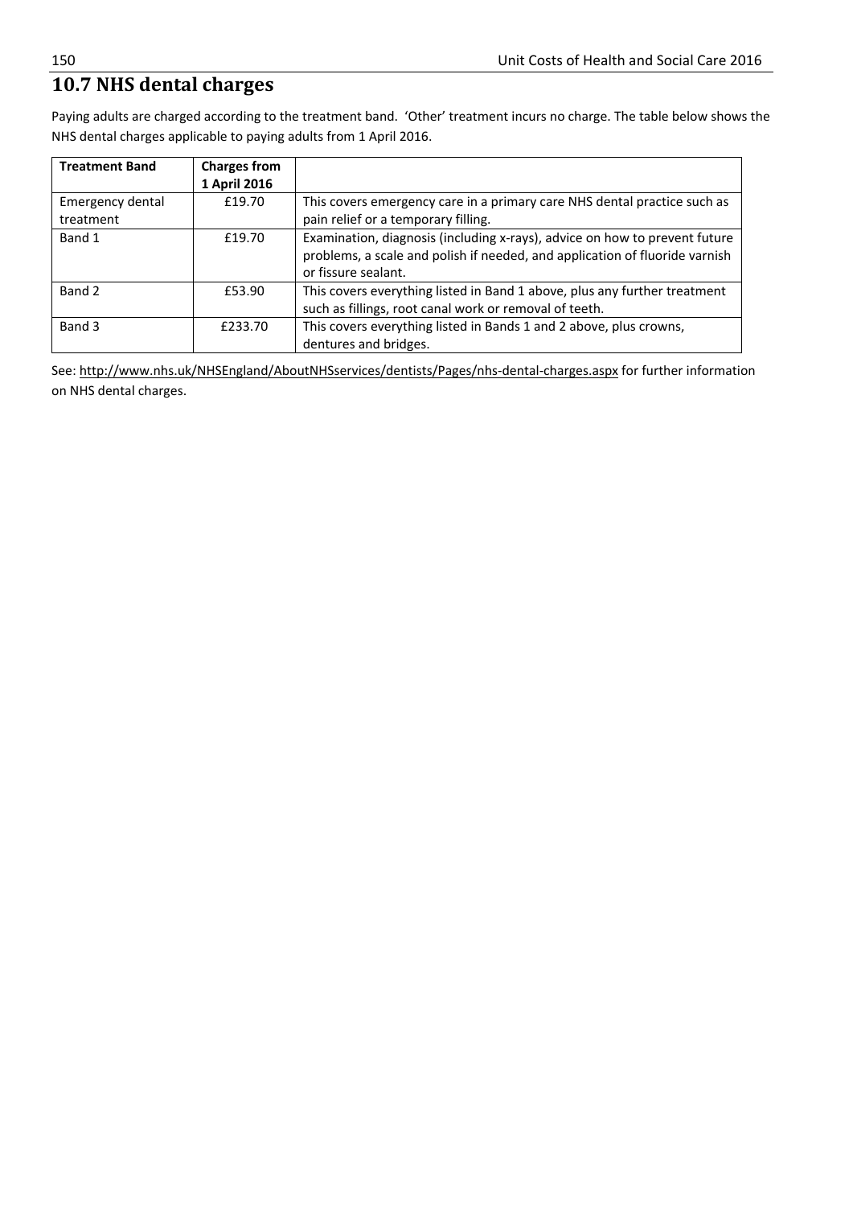## 10.7 NHS dental charges

Paying adults are charged according to the treatment band. 'Other' treatment incurs no charge. The table below shows the NHS dental charges applicable to paying adults from 1 April 2016.

| Treatment Band | Charges from 1 April 2016 | |
|---|---|---|
| Emergency dental treatment | £19.70 | This covers emergency care in a primary care NHS dental practice such as pain relief or a temporary filling. |
| Band 1 | £19.70 | Examination, diagnosis (including x-rays), advice on how to prevent future problems, a scale and polish if needed, and application of fluoride varnish or fissure sealant. |
| Band 2 | £53.90 | This covers everything listed in Band 1 above, plus any further treatment such as fillings, root canal work or removal of teeth. |
| Band 3 | £233.70 | This covers everything listed in Bands 1 and 2 above, plus crowns, dentures and bridges. |

See: http://www.nhs.uk/NHSEngland/AboutNHSservices/dentists/Pages/nhs-dental-charges.aspx for further information on NHS dental charges.